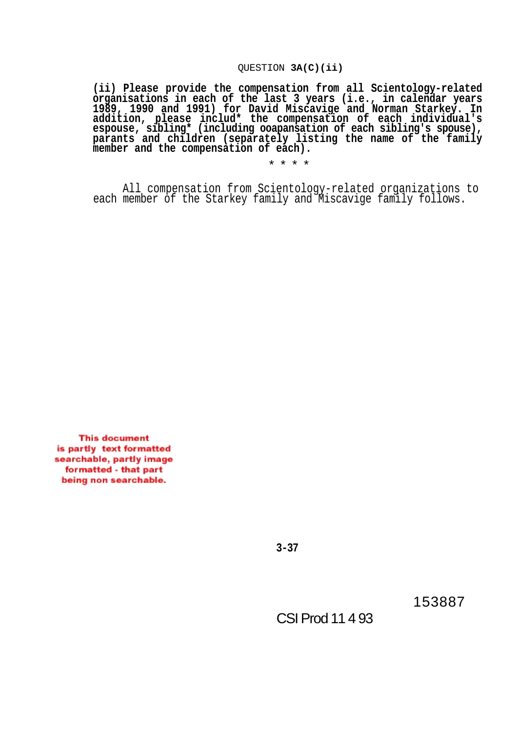QUESTION **3A(C)(ii)**

**(ii) Please provide the compensation from all Scientology-related organisations in each of the last 3 years (i.e., in calendar years 1989, 1990 and 1991) for David Miscavige and Norman Starkey. In addition, please includ* the compensation of each individual's espouse, sibling* (including ooapansation of each sibling's spouse), parants and children (separately listing the name of the family member and the compensation of each).**

\* \* \* \*

All compensation from Scientology-related organizations to each member of the Starkey family and Miscavige family follows.

This document is partly text formatted searchable, partly image formatted - that part being non searchable.

3-37

153887

CSI Prod 11 4 93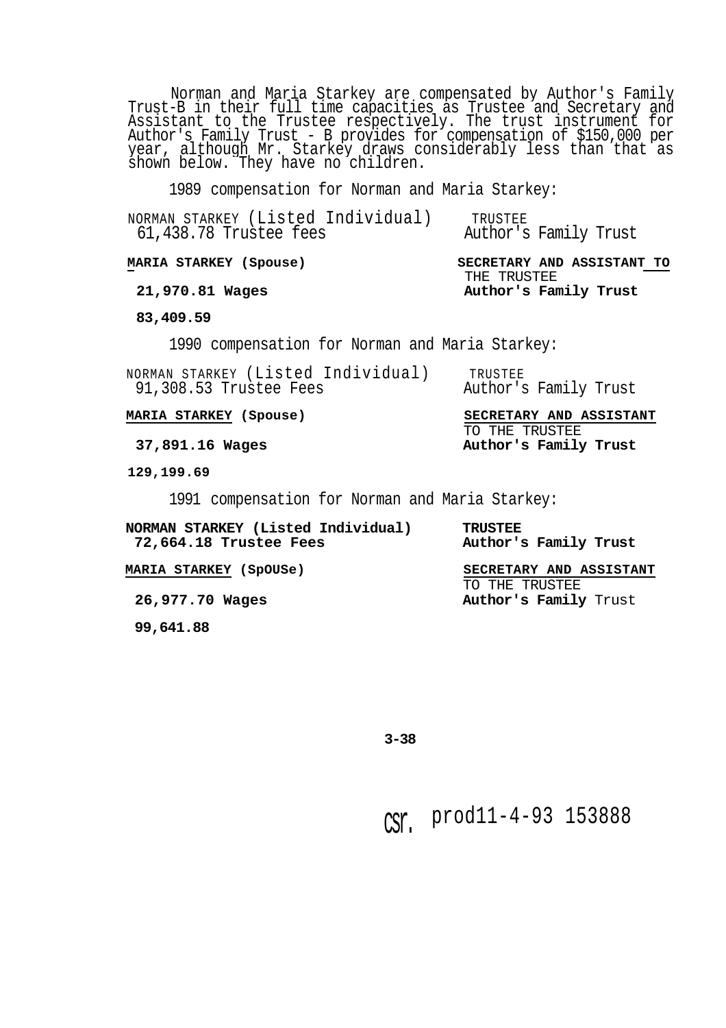Norman and Maria Starkey are compensated by Author's Family Trust-B in their full time capacities as Trustee and Secretary and Assistant to the Trustee respectively. The trust instrument for Author's Family Trust - B provides for compensation of $150,000 per year, although Mr. Starkey draws considerably less than that as shown below. They have no children.

1989 compensation for Norman and Maria Starkey:

NORMAN STARKEY (Listed Individual) — TRUSTEE
61,438.78 Trustee fees — Author's Family Trust

**MARIA STARKEY (Spouse)** — **SECRETARY AND ASSISTANT TO** THE TRUSTEE
**21,970.81 Wages** — **Author's Family Trust**

**83,409.59**

1990 compensation for Norman and Maria Starkey:

NORMAN STARKEY (Listed Individual) — TRUSTEE
91,308.53 Trustee Fees — Author's Family Trust

**MARIA STARKEY (Spouse)** — **SECRETARY AND ASSISTANT** TO THE TRUSTEE
**37,891.16 Wages** — **Author's Family Trust**

**129,199.69**

1991 compensation for Norman and Maria Starkey:

**NORMAN STARKEY (Listed Individual)** — **TRUSTEE**
**72,664.18 Trustee Fees** — **Author's Family Trust**

**MARIA STARKEY (SpOUSe)** — **SECRETARY AND ASSISTANT** TO THE TRUSTEE
**26,977.70 Wages** — **Author's Family** Trust

**99,641.88**

csr. prod11-4-93 153888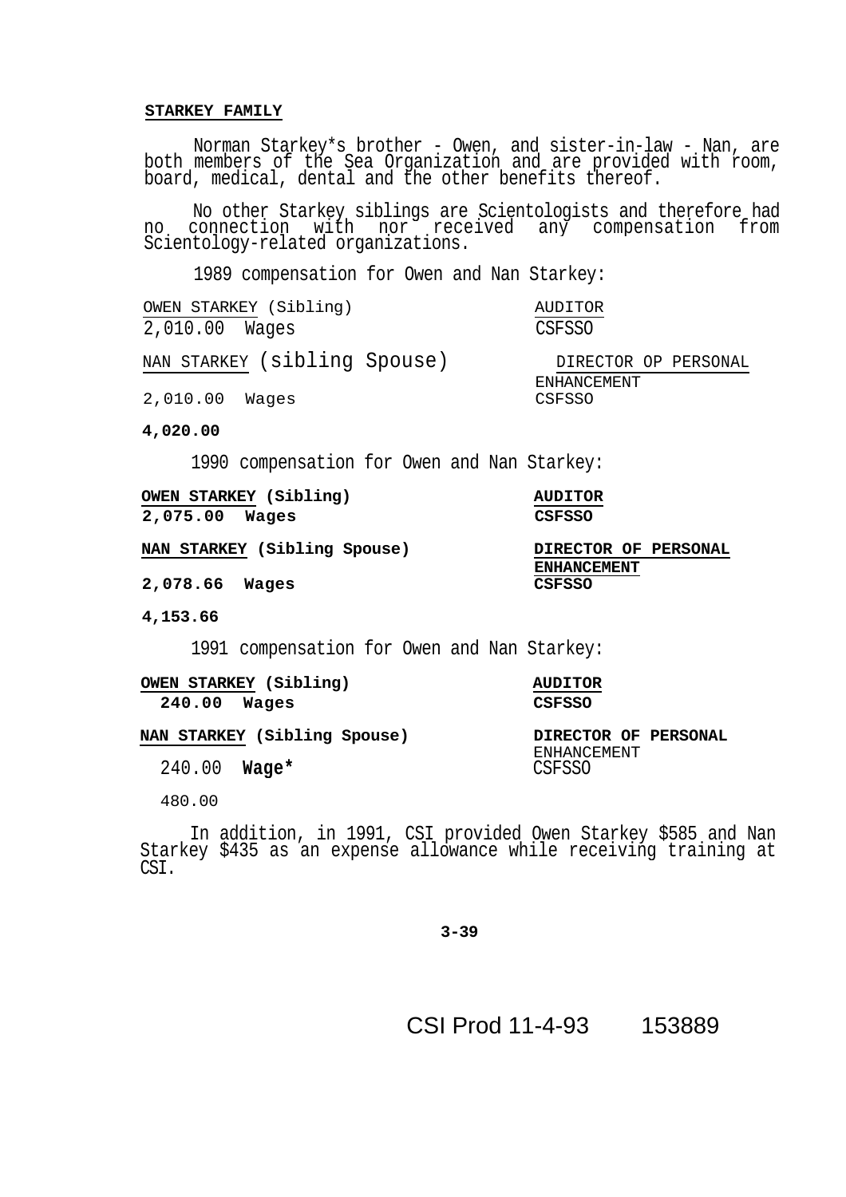**STARKEY FAMILY**

Norman Starkey*s brother - Owen, and sister-in-law - Nan, are both members of the Sea Organization and are provided with room, board, medical, dental and the other benefits thereof.

No other Starkey siblings are Scientologists and therefore had no connection with nor received any compensation from Scientology-related organizations.

1989 compensation for Owen and Nan Starkey:

| | |
|---|---|
| OWEN STARKEY (Sibling) | AUDITOR |
| 2,010.00 Wages | CSFSSO |
| NAN STARKEY (sibling Spouse) | DIRECTOR OP PERSONAL ENHANCEMENT |
| 2,010.00 Wages | CSFSSO |
| **4,020.00** | |

1990 compensation for Owen and Nan Starkey:

| | |
|---|---|
| **OWEN STARKEY (Sibling)** | **AUDITOR** |
| **2,075.00 Wages** | **CSFSSO** |
| **NAN STARKEY (Sibling Spouse)** | **DIRECTOR OF PERSONAL ENHANCEMENT** |
| **2,078.66 Wages** | **CSFSSO** |
| **4,153.66** | |

1991 compensation for Owen and Nan Starkey:

| | |
|---|---|
| **OWEN STARKEY (Sibling)** | **AUDITOR** |
| **240.00 Wages** | **CSFSSO** |
| **NAN STARKEY (Sibling Spouse)** | **DIRECTOR OF PERSONAL** ENHANCEMENT |
| 240.00 **Wage*** | CSFSSO |
| 480.00 | |

In addition, in 1991, CSI provided Owen Starkey $585 and Nan Starkey $435 as an expense allowance while receiving training at CSI.

CSI Prod 11-4-93 153889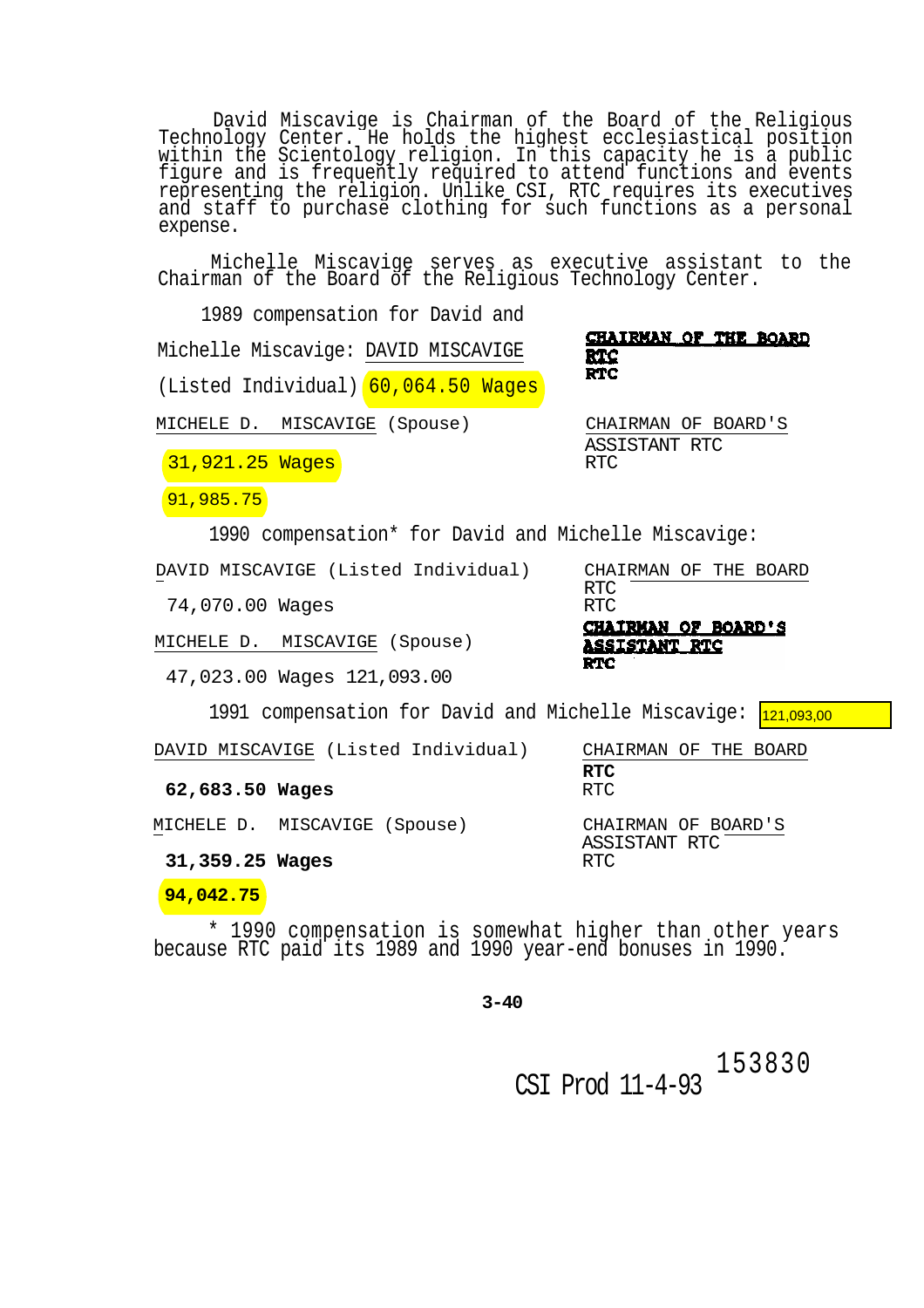David Miscavige is Chairman of the Board of the Religious Technology Center. He holds the highest ecclesiastical position within the Scientology religion. In this capacity he is a public figure and is frequently required to attend functions and events representing the religion. Unlike CSI, RTC requires its executives and staff to purchase clothing for such functions as a personal expense.

Michelle Miscavige serves as executive assistant to the Chairman of the Board of the Religious Technology Center.

1989 compensation for David and Michelle Miscavige:

| | |
|---|---|
| DAVID MISCAVIGE (Listed Individual) 60,064.50 Wages | CHAIRMAN OF THE BOARD RTC RTC |
| MICHELE D. MISCAVIGE (Spouse) 31,921.25 Wages | CHAIRMAN OF BOARD'S ASSISTANT RTC RTC |
| 91,985.75 | |

1990 compensation* for David and Michelle Miscavige:

| | |
|---|---|
| DAVID MISCAVIGE (Listed Individual) 74,070.00 Wages | CHAIRMAN OF THE BOARD RTC RTC |
| MICHELE D. MISCAVIGE (Spouse) 47,023.00 Wages 121,093.00 | CHAIRMAN OF BOARD'S ASSISTANT RTC RTC |

1991 compensation for David and Michelle Miscavige: 121,093,00

| | |
|---|---|
| DAVID MISCAVIGE (Listed Individual) **62,683.50 Wages** | CHAIRMAN OF THE BOARD **RTC** RTC |
| MICHELE D. MISCAVIGE (Spouse) **31,359.25 Wages** | CHAIRMAN OF BOARD'S ASSISTANT RTC RTC |
| **94,042.75** | |

\* 1990 compensation is somewhat higher than other years because RTC paid its 1989 and 1990 year-end bonuses in 1990.

**3-40**

CSI Prod 11-4-93 153830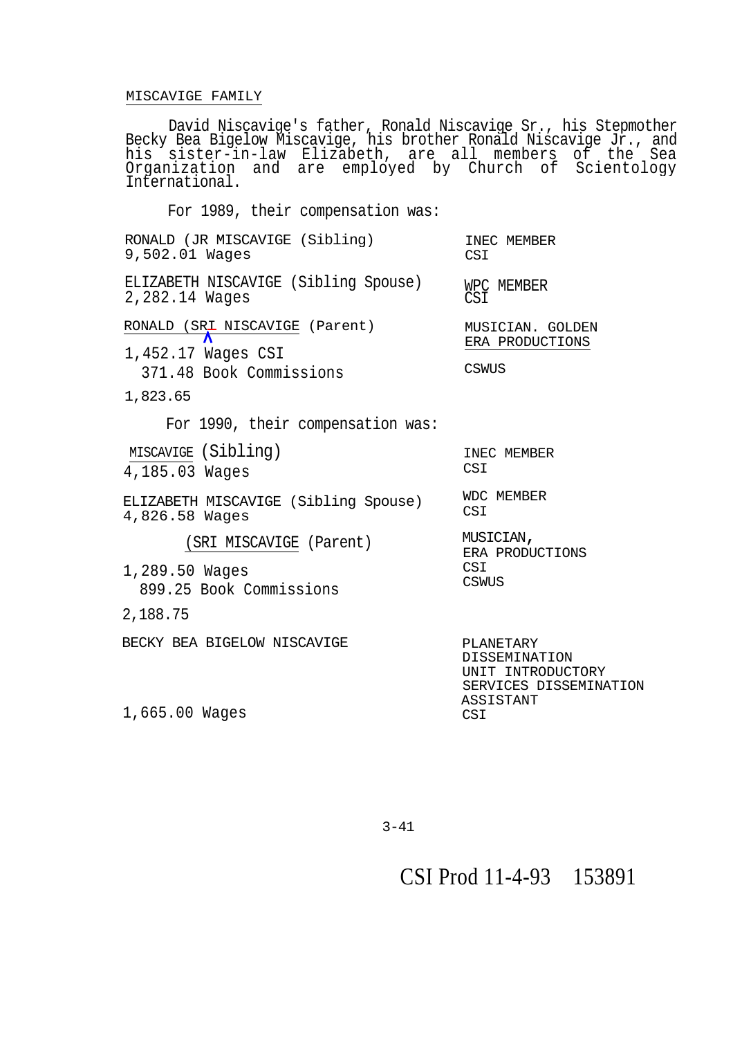MISCAVIGE FAMILY

David Niscavige's father, Ronald Niscavige Sr., his Stepmother Becky Bea Bigelow Miscavige, his brother Ronald Niscavige Jr., and his sister-in-law Elizabeth, are all members of the Sea Organization and are employed by Church of Scientology International.

For 1989, their compensation was:

| | |
|---|---|
| RONALD (JR MISCAVIGE (Sibling)<br>9,502.01 Wages | INEC MEMBER<br>CSI |
| ELIZABETH NISCAVIGE (Sibling Spouse)<br>2,282.14 Wages | WPC MEMBER<br>CSI |
| RONALD (SRI NISCAVIGE (Parent)<br>1,452.17 Wages CSI<br>371.48 Book Commissions<br>1,823.65 | MUSICIAN. GOLDEN ERA PRODUCTIONS<br>CSWUS |

For 1990, their compensation was:

| | |
|---|---|
| MISCAVIGE (Sibling)<br>4,185.03 Wages | INEC MEMBER<br>CSI |
| ELIZABETH MISCAVIGE (Sibling Spouse)<br>4,826.58 Wages | WDC MEMBER<br>CSI |
| (SRI MISCAVIGE (Parent)<br>1,289.50 Wages<br>899.25 Book Commissions<br>2,188.75 | MUSICIAN,<br>ERA PRODUCTIONS<br>CSI<br>CSWUS |
| BECKY BEA BIGELOW NISCAVIGE<br>1,665.00 Wages | PLANETARY DISSEMINATION UNIT INTRODUCTORY SERVICES DISSEMINATION ASSISTANT<br>CSI |

CSI Prod 11-4-93 153891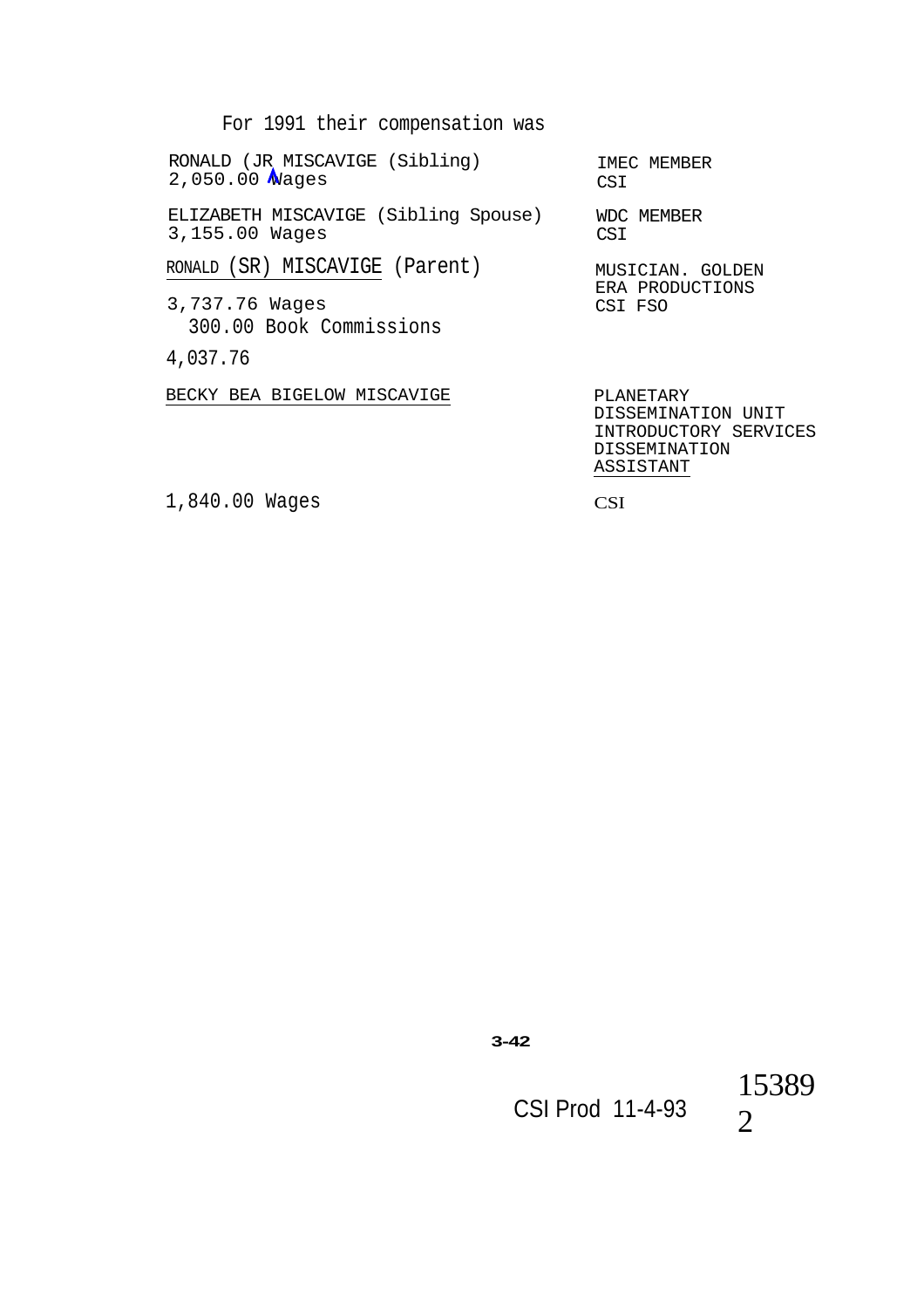For 1991 their compensation was

| | |
|---|---|
| RONALD (JR MISCAVIGE (Sibling)<br>2,050.00 Wages | IMEC MEMBER<br>CSI |
| ELIZABETH MISCAVIGE (Sibling Spouse)<br>3,155.00 Wages | WDC MEMBER<br>CSI |
| RONALD (SR) MISCAVIGE (Parent)<br>3,737.76 Wages<br>300.00 Book Commissions<br>4,037.76 | MUSICIAN. GOLDEN ERA PRODUCTIONS<br>CSI FSO |
| BECKY BEA BIGELOW MISCAVIGE<br>1,840.00 Wages | PLANETARY DISSEMINATION UNIT INTRODUCTORY SERVICES DISSEMINATION ASSISTANT<br>CSI |

3-42

CSI Prod 11-4-93

153892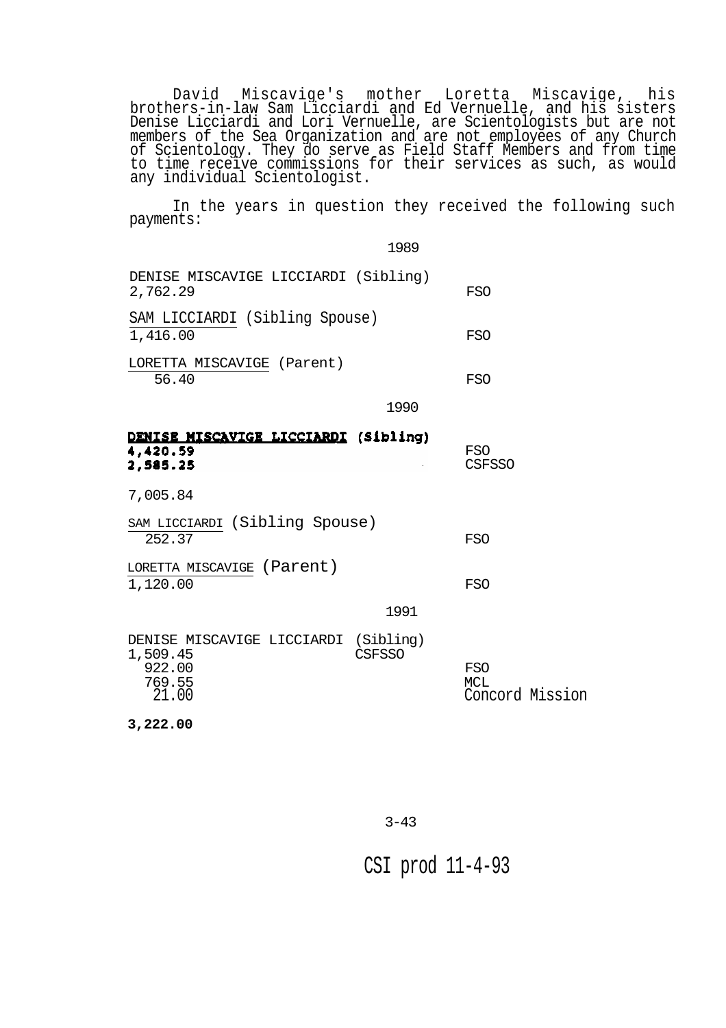David Miscavige's mother Loretta Miscavige, his brothers-in-law Sam Licciardi and Ed Vernuelle, and his sisters Denise Licciardi and Lori Vernuelle, are Scientologists but are not members of the Sea Organization and are not employees of any Church of Scientology. They do serve as Field Staff Members and from time to time receive commissions for their services as such, as would any individual Scientologist.

In the years in question they received the following such payments:

1989

DENISE MISCAVIGE LICCIARDI (Sibling)

| | |
|---|---|
| 2,762.29 | FSO |

SAM LICCIARDI (Sibling Spouse)

| | |
|---|---|
| 1,416.00 | FSO |

LORETTA MISCAVIGE (Parent)

| | |
|---|---|
| 56.40 | FSO |

1990

**DENISE MISCAVIGE LICCIARDI (Sibling)**

| | |
|---|---|
| **4,420.59** | FSO |
| **2,585.25** | CSFSSO |
| 7,005.84 | |

SAM LICCIARDI (Sibling Spouse)

| | |
|---|---|
| 252.37 | FSO |

LORETTA MISCAVIGE (Parent)

| | |
|---|---|
| 1,120.00 | FSO |

1991

DENISE MISCAVIGE LICCIARDI (Sibling)

| | |
|---|---|
| 1,509.45 | CSFSSO |
| 922.00 | FSO |
| 769.55 | MCL |
| 21.00 | Concord Mission |
| **3,222.00** | |

CSI prod 11-4-93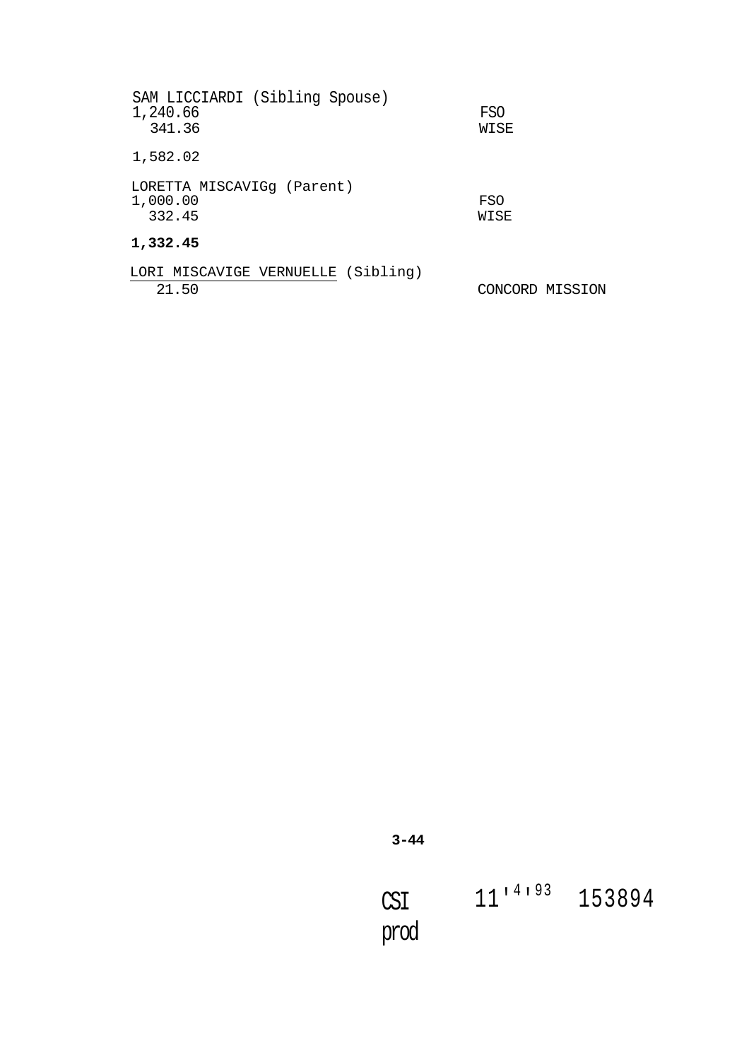SAM LICCIARDI (Sibling Spouse)

| | |
|---|---|
| 1,240.66 | FSO |
| 341.36 | WISE |

1,582.02

LORETTA MISCAVIGg (Parent)

| | |
|---|---|
| 1,000.00 | FSO |
| 332.45 | WISE |

**1,332.45**

LORI MISCAVIGE VERNUELLE (Sibling)

| | |
|---|---|
| 21.50 | CONCORD MISSION |

**3-44**

CSI prod 11'4'93 153894